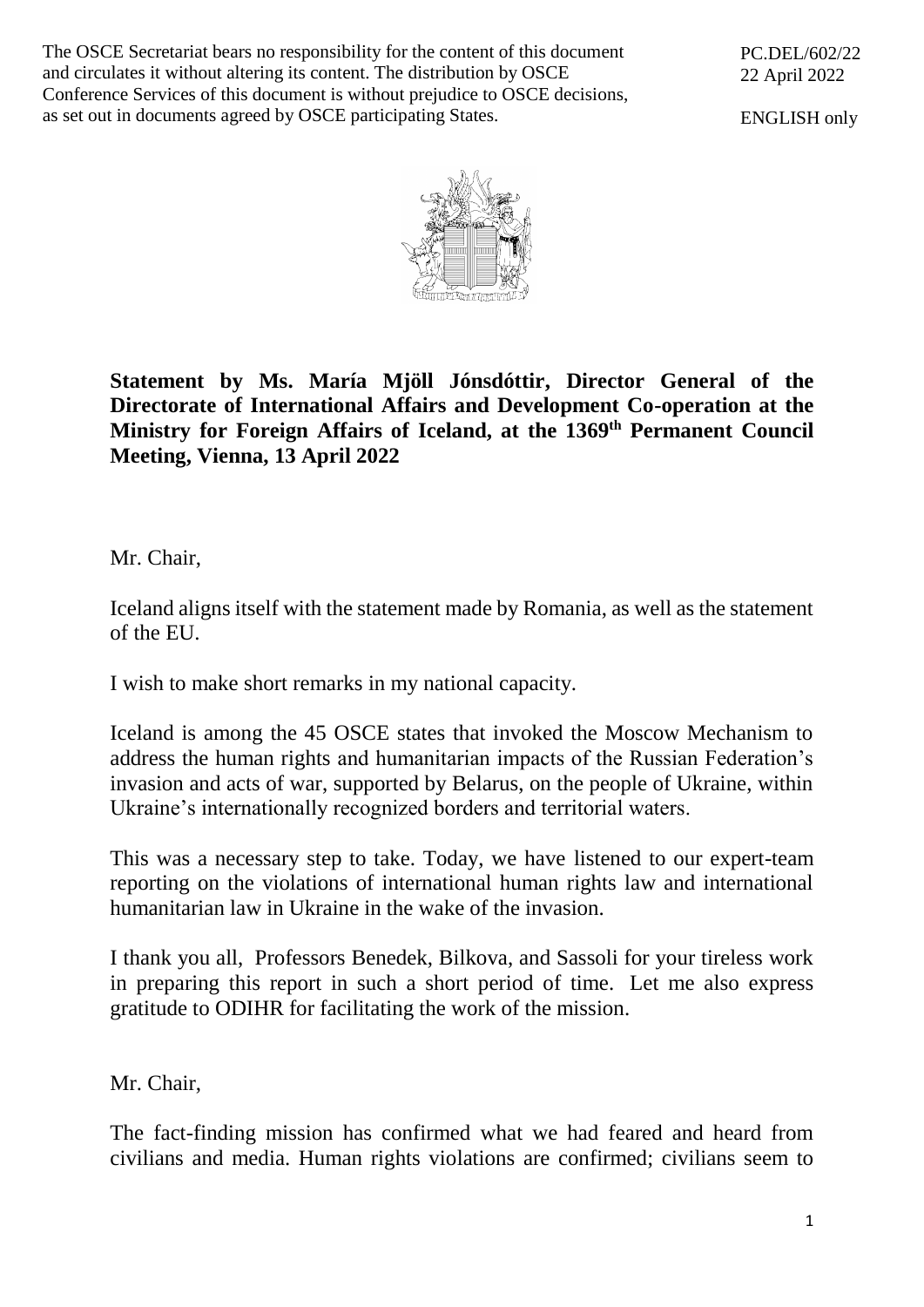The OSCE Secretariat bears no responsibility for the content of this document and circulates it without altering its content. The distribution by OSCE Conference Services of this document is without prejudice to OSCE decisions, as set out in documents agreed by OSCE participating States.

PC.DEL/602/22
22 April 2022

ENGLISH only

**Statement by Ms. María Mjöll Jónsdóttir, Director General of the Directorate of International Affairs and Development Co-operation at the Ministry for Foreign Affairs of Iceland, at the 1369th Permanent Council Meeting, Vienna, 13 April 2022**

Mr. Chair,

Iceland aligns itself with the statement made by Romania, as well as the statement of the EU.

I wish to make short remarks in my national capacity.

Iceland is among the 45 OSCE states that invoked the Moscow Mechanism to address the human rights and humanitarian impacts of the Russian Federation's invasion and acts of war, supported by Belarus, on the people of Ukraine, within Ukraine's internationally recognized borders and territorial waters.

This was a necessary step to take. Today, we have listened to our expert-team reporting on the violations of international human rights law and international humanitarian law in Ukraine in the wake of the invasion.

I thank you all, Professors Benedek, Bilkova, and Sassoli for your tireless work in preparing this report in such a short period of time. Let me also express gratitude to ODIHR for facilitating the work of the mission.

Mr. Chair,

The fact-finding mission has confirmed what we had feared and heard from civilians and media. Human rights violations are confirmed; civilians seem to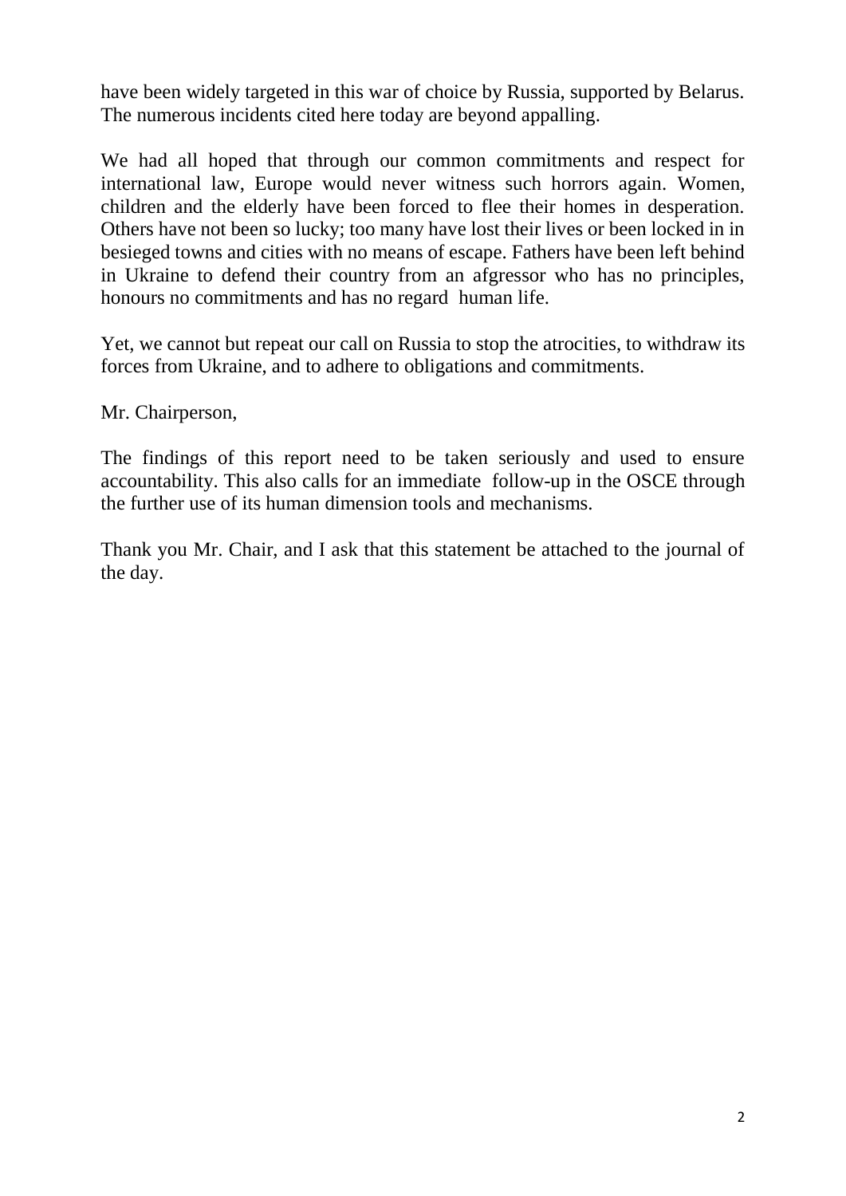have been widely targeted in this war of choice by Russia, supported by Belarus. The numerous incidents cited here today are beyond appalling.

We had all hoped that through our common commitments and respect for international law, Europe would never witness such horrors again. Women, children and the elderly have been forced to flee their homes in desperation. Others have not been so lucky; too many have lost their lives or been locked in in besieged towns and cities with no means of escape. Fathers have been left behind in Ukraine to defend their country from an afgressor who has no principles, honours no commitments and has no regard human life.

Yet, we cannot but repeat our call on Russia to stop the atrocities, to withdraw its forces from Ukraine, and to adhere to obligations and commitments.

Mr. Chairperson,

The findings of this report need to be taken seriously and used to ensure accountability. This also calls for an immediate follow-up in the OSCE through the further use of its human dimension tools and mechanisms.

Thank you Mr. Chair, and I ask that this statement be attached to the journal of the day.